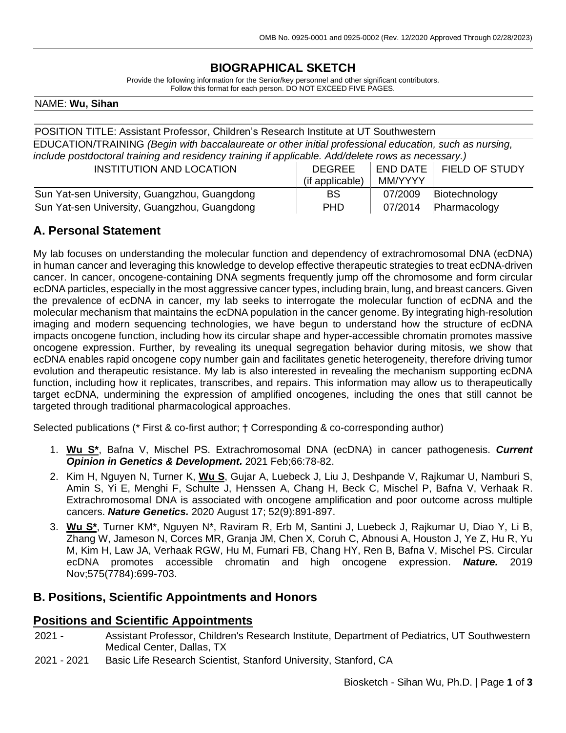OMB No. 0925-0001 and 0925-0002 (Rev. 12/2020 Approved Through 02/28/2023)

# BIOGRAPHICAL SKETCH

Provide the following information for the Senior/key personnel and other significant contributors.
Follow this format for each person. DO NOT EXCEED FIVE PAGES.

NAME: **Wu, Sihan**

POSITION TITLE: Assistant Professor, Children's Research Institute at UT Southwestern

EDUCATION/TRAINING *(Begin with baccalaureate or other initial professional education, such as nursing, include postdoctoral training and residency training if applicable. Add/delete rows as necessary.)*

| INSTITUTION AND LOCATION | DEGREE (if applicable) | END DATE MM/YYYY | FIELD OF STUDY |
|---|---|---|---|
| Sun Yat-sen University, Guangzhou, Guangdong | BS | 07/2009 | Biotechnology |
| Sun Yat-sen University, Guangzhou, Guangdong | PHD | 07/2014 | Pharmacology |

## A. Personal Statement

My lab focuses on understanding the molecular function and dependency of extrachromosomal DNA (ecDNA) in human cancer and leveraging this knowledge to develop effective therapeutic strategies to treat ecDNA-driven cancer. In cancer, oncogene-containing DNA segments frequently jump off the chromosome and form circular ecDNA particles, especially in the most aggressive cancer types, including brain, lung, and breast cancers. Given the prevalence of ecDNA in cancer, my lab seeks to interrogate the molecular function of ecDNA and the molecular mechanism that maintains the ecDNA population in the cancer genome. By integrating high-resolution imaging and modern sequencing technologies, we have begun to understand how the structure of ecDNA impacts oncogene function, including how its circular shape and hyper-accessible chromatin promotes massive oncogene expression. Further, by revealing its unequal segregation behavior during mitosis, we show that ecDNA enables rapid oncogene copy number gain and facilitates genetic heterogeneity, therefore driving tumor evolution and therapeutic resistance. My lab is also interested in revealing the mechanism supporting ecDNA function, including how it replicates, transcribes, and repairs. This information may allow us to therapeutically target ecDNA, undermining the expression of amplified oncogenes, including the ones that still cannot be targeted through traditional pharmacological approaches.

Selected publications (* First & co-first author; † Corresponding & co-corresponding author)

1. **Wu S***, Bafna V, Mischel PS. Extrachromosomal DNA (ecDNA) in cancer pathogenesis. ***Current Opinion in Genetics & Development.*** 2021 Feb;66:78-82.
2. Kim H, Nguyen N, Turner K, **Wu S**, Gujar A, Luebeck J, Liu J, Deshpande V, Rajkumar U, Namburi S, Amin S, Yi E, Menghi F, Schulte J, Henssen A, Chang H, Beck C, Mischel P, Bafna V, Verhaak R. Extrachromosomal DNA is associated with oncogene amplification and poor outcome across multiple cancers. ***Nature Genetics.*** 2020 August 17; 52(9):891-897.
3. **Wu S***, Turner KM*, Nguyen N*, Raviram R, Erb M, Santini J, Luebeck J, Rajkumar U, Diao Y, Li B, Zhang W, Jameson N, Corces MR, Granja JM, Chen X, Coruh C, Abnousi A, Houston J, Ye Z, Hu R, Yu M, Kim H, Law JA, Verhaak RGW, Hu M, Furnari FB, Chang HY, Ren B, Bafna V, Mischel PS. Circular ecDNA promotes accessible chromatin and high oncogene expression. ***Nature.*** 2019 Nov;575(7784):699-703.

## B. Positions, Scientific Appointments and Honors

### Positions and Scientific Appointments

2021 - Assistant Professor, Children's Research Institute, Department of Pediatrics, UT Southwestern Medical Center, Dallas, TX

2021 - 2021 Basic Life Research Scientist, Stanford University, Stanford, CA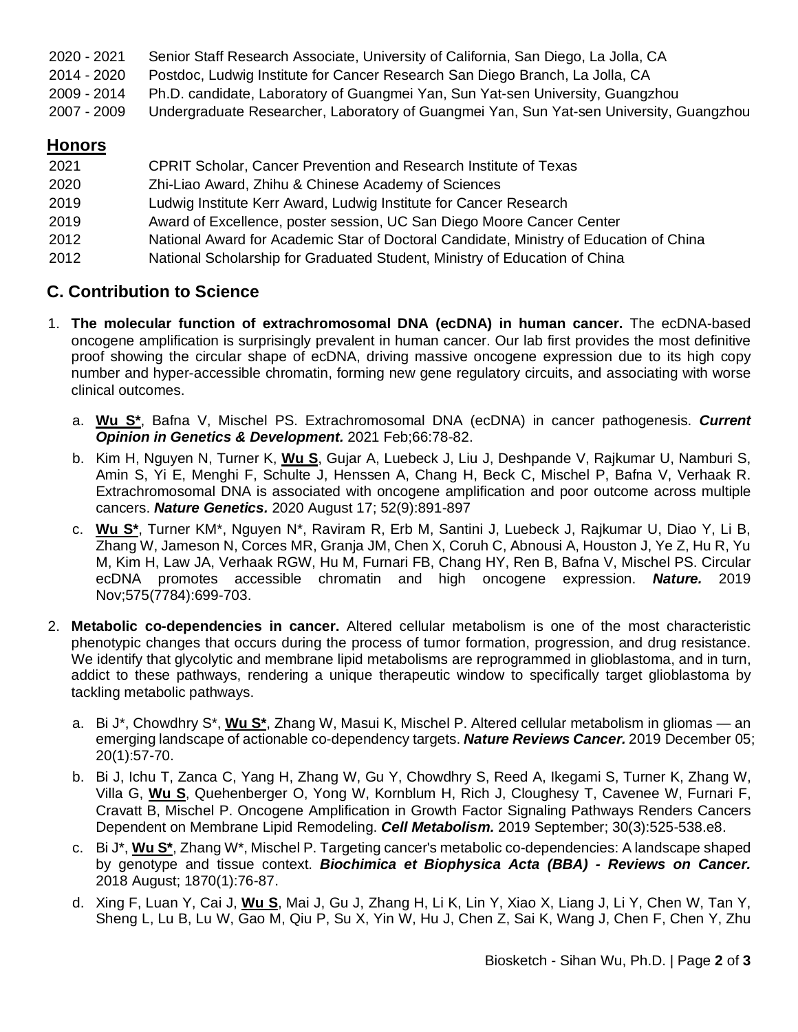| | |
|---|---|
| 2020 - 2021 | Senior Staff Research Associate, University of California, San Diego, La Jolla, CA |
| 2014 - 2020 | Postdoc, Ludwig Institute for Cancer Research San Diego Branch, La Jolla, CA |
| 2009 - 2014 | Ph.D. candidate, Laboratory of Guangmei Yan, Sun Yat-sen University, Guangzhou |
| 2007 - 2009 | Undergraduate Researcher, Laboratory of Guangmei Yan, Sun Yat-sen University, Guangzhou |

## Honors

| | |
|---|---|
| 2021 | CPRIT Scholar, Cancer Prevention and Research Institute of Texas |
| 2020 | Zhi-Liao Award, Zhihu & Chinese Academy of Sciences |
| 2019 | Ludwig Institute Kerr Award, Ludwig Institute for Cancer Research |
| 2019 | Award of Excellence, poster session, UC San Diego Moore Cancer Center |
| 2012 | National Award for Academic Star of Doctoral Candidate, Ministry of Education of China |
| 2012 | National Scholarship for Graduated Student, Ministry of Education of China |

## C. Contribution to Science

1. **The molecular function of extrachromosomal DNA (ecDNA) in human cancer.** The ecDNA-based oncogene amplification is surprisingly prevalent in human cancer. Our lab first provides the most definitive proof showing the circular shape of ecDNA, driving massive oncogene expression due to its high copy number and hyper-accessible chromatin, forming new gene regulatory circuits, and associating with worse clinical outcomes.

   a. **Wu S***, Bafna V, Mischel PS. Extrachromosomal DNA (ecDNA) in cancer pathogenesis. ***Current Opinion in Genetics & Development.*** 2021 Feb;66:78-82.

   b. Kim H, Nguyen N, Turner K, **Wu S**, Gujar A, Luebeck J, Liu J, Deshpande V, Rajkumar U, Namburi S, Amin S, Yi E, Menghi F, Schulte J, Henssen A, Chang H, Beck C, Mischel P, Bafna V, Verhaak R. Extrachromosomal DNA is associated with oncogene amplification and poor outcome across multiple cancers. ***Nature Genetics.*** 2020 August 17; 52(9):891-897

   c. **Wu S***, Turner KM*, Nguyen N*, Raviram R, Erb M, Santini J, Luebeck J, Rajkumar U, Diao Y, Li B, Zhang W, Jameson N, Corces MR, Granja JM, Chen X, Coruh C, Abnousi A, Houston J, Ye Z, Hu R, Yu M, Kim H, Law JA, Verhaak RGW, Hu M, Furnari FB, Chang HY, Ren B, Bafna V, Mischel PS. Circular ecDNA promotes accessible chromatin and high oncogene expression. ***Nature.*** 2019 Nov;575(7784):699-703.

2. **Metabolic co-dependencies in cancer.** Altered cellular metabolism is one of the most characteristic phenotypic changes that occurs during the process of tumor formation, progression, and drug resistance. We identify that glycolytic and membrane lipid metabolisms are reprogrammed in glioblastoma, and in turn, addict to these pathways, rendering a unique therapeutic window to specifically target glioblastoma by tackling metabolic pathways.

   a. Bi J*, Chowdhry S*, **Wu S***, Zhang W, Masui K, Mischel P. Altered cellular metabolism in gliomas — an emerging landscape of actionable co-dependency targets. ***Nature Reviews Cancer.*** 2019 December 05; 20(1):57-70.

   b. Bi J, Ichu T, Zanca C, Yang H, Zhang W, Gu Y, Chowdhry S, Reed A, Ikegami S, Turner K, Zhang W, Villa G, **Wu S**, Quehenberger O, Yong W, Kornblum H, Rich J, Cloughesy T, Cavenee W, Furnari F, Cravatt B, Mischel P. Oncogene Amplification in Growth Factor Signaling Pathways Renders Cancers Dependent on Membrane Lipid Remodeling. ***Cell Metabolism.*** 2019 September; 30(3):525-538.e8.

   c. Bi J*, **Wu S***, Zhang W*, Mischel P. Targeting cancer's metabolic co-dependencies: A landscape shaped by genotype and tissue context. ***Biochimica et Biophysica Acta (BBA) - Reviews on Cancer.*** 2018 August; 1870(1):76-87.

   d. Xing F, Luan Y, Cai J, **Wu S**, Mai J, Gu J, Zhang H, Li K, Lin Y, Xiao X, Liang J, Li Y, Chen W, Tan Y, Sheng L, Lu B, Lu W, Gao M, Qiu P, Su X, Yin W, Hu J, Chen Z, Sai K, Wang J, Chen F, Chen Y, Zhu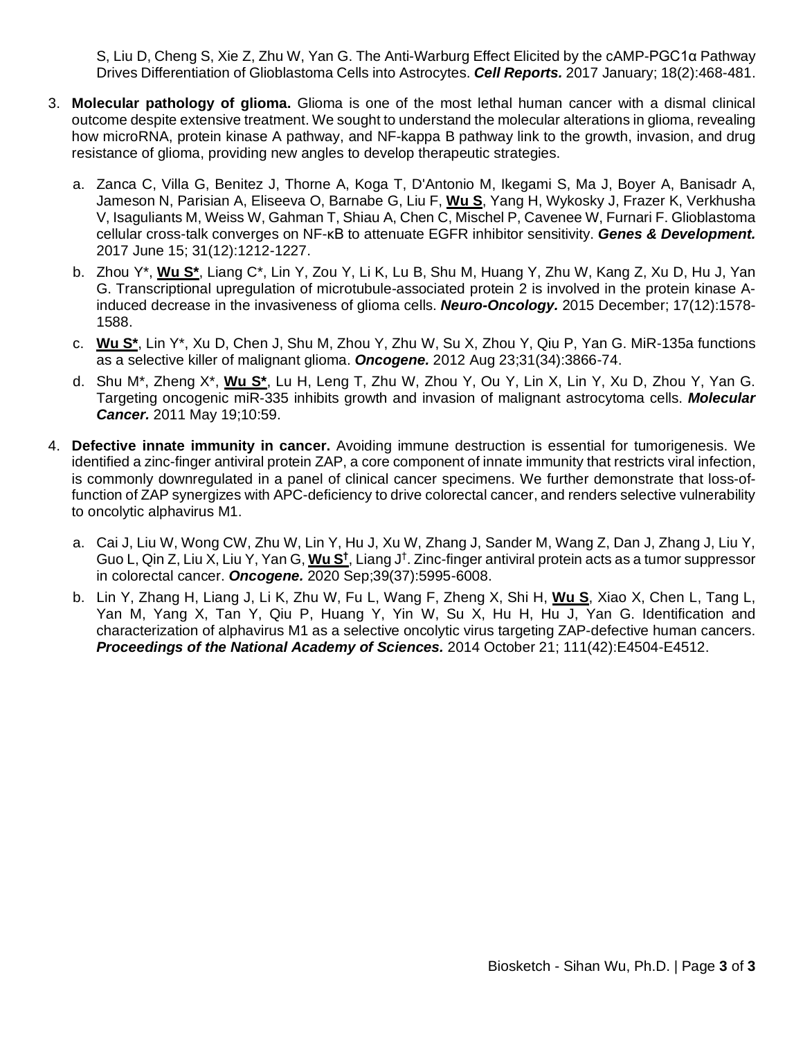S, Liu D, Cheng S, Xie Z, Zhu W, Yan G. The Anti-Warburg Effect Elicited by the cAMP-PGC1α Pathway Drives Differentiation of Glioblastoma Cells into Astrocytes. ***Cell Reports.*** 2017 January; 18(2):468-481.

3. **Molecular pathology of glioma.** Glioma is one of the most lethal human cancer with a dismal clinical outcome despite extensive treatment. We sought to understand the molecular alterations in glioma, revealing how microRNA, protein kinase A pathway, and NF-kappa B pathway link to the growth, invasion, and drug resistance of glioma, providing new angles to develop therapeutic strategies.

    a. Zanca C, Villa G, Benitez J, Thorne A, Koga T, D'Antonio M, Ikegami S, Ma J, Boyer A, Banisadr A, Jameson N, Parisian A, Eliseeva O, Barnabe G, Liu F, **Wu S**, Yang H, Wykosky J, Frazer K, Verkhusha V, Isaguliants M, Weiss W, Gahman T, Shiau A, Chen C, Mischel P, Cavenee W, Furnari F. Glioblastoma cellular cross-talk converges on NF-κB to attenuate EGFR inhibitor sensitivity. ***Genes & Development.*** 2017 June 15; 31(12):1212-1227.

    b. Zhou Y*, **Wu S***, Liang C*, Lin Y, Zou Y, Li K, Lu B, Shu M, Huang Y, Zhu W, Kang Z, Xu D, Hu J, Yan G. Transcriptional upregulation of microtubule-associated protein 2 is involved in the protein kinase A-induced decrease in the invasiveness of glioma cells. ***Neuro-Oncology.*** 2015 December; 17(12):1578-1588.

    c. **Wu S***, Lin Y*, Xu D, Chen J, Shu M, Zhou Y, Zhu W, Su X, Zhou Y, Qiu P, Yan G. MiR-135a functions as a selective killer of malignant glioma. ***Oncogene.*** 2012 Aug 23;31(34):3866-74.

    d. Shu M*, Zheng X*, **Wu S***, Lu H, Leng T, Zhu W, Zhou Y, Ou Y, Lin X, Lin Y, Xu D, Zhou Y, Yan G. Targeting oncogenic miR-335 inhibits growth and invasion of malignant astrocytoma cells. ***Molecular Cancer.*** 2011 May 19;10:59.

4. **Defective innate immunity in cancer.** Avoiding immune destruction is essential for tumorigenesis. We identified a zinc-finger antiviral protein ZAP, a core component of innate immunity that restricts viral infection, is commonly downregulated in a panel of clinical cancer specimens. We further demonstrate that loss-of-function of ZAP synergizes with APC-deficiency to drive colorectal cancer, and renders selective vulnerability to oncolytic alphavirus M1.

    a. Cai J, Liu W, Wong CW, Zhu W, Lin Y, Hu J, Xu W, Zhang J, Sander M, Wang Z, Dan J, Zhang J, Liu Y, Guo L, Qin Z, Liu X, Liu Y, Yan G, **Wu S**[†], Liang J[†]. Zinc-finger antiviral protein acts as a tumor suppressor in colorectal cancer. ***Oncogene.*** 2020 Sep;39(37):5995-6008.

    b. Lin Y, Zhang H, Liang J, Li K, Zhu W, Fu L, Wang F, Zheng X, Shi H, **Wu S**, Xiao X, Chen L, Tang L, Yan M, Yang X, Tan Y, Qiu P, Huang Y, Yin W, Su X, Hu H, Hu J, Yan G. Identification and characterization of alphavirus M1 as a selective oncolytic virus targeting ZAP-defective human cancers. ***Proceedings of the National Academy of Sciences.*** 2014 October 21; 111(42):E4504-E4512.